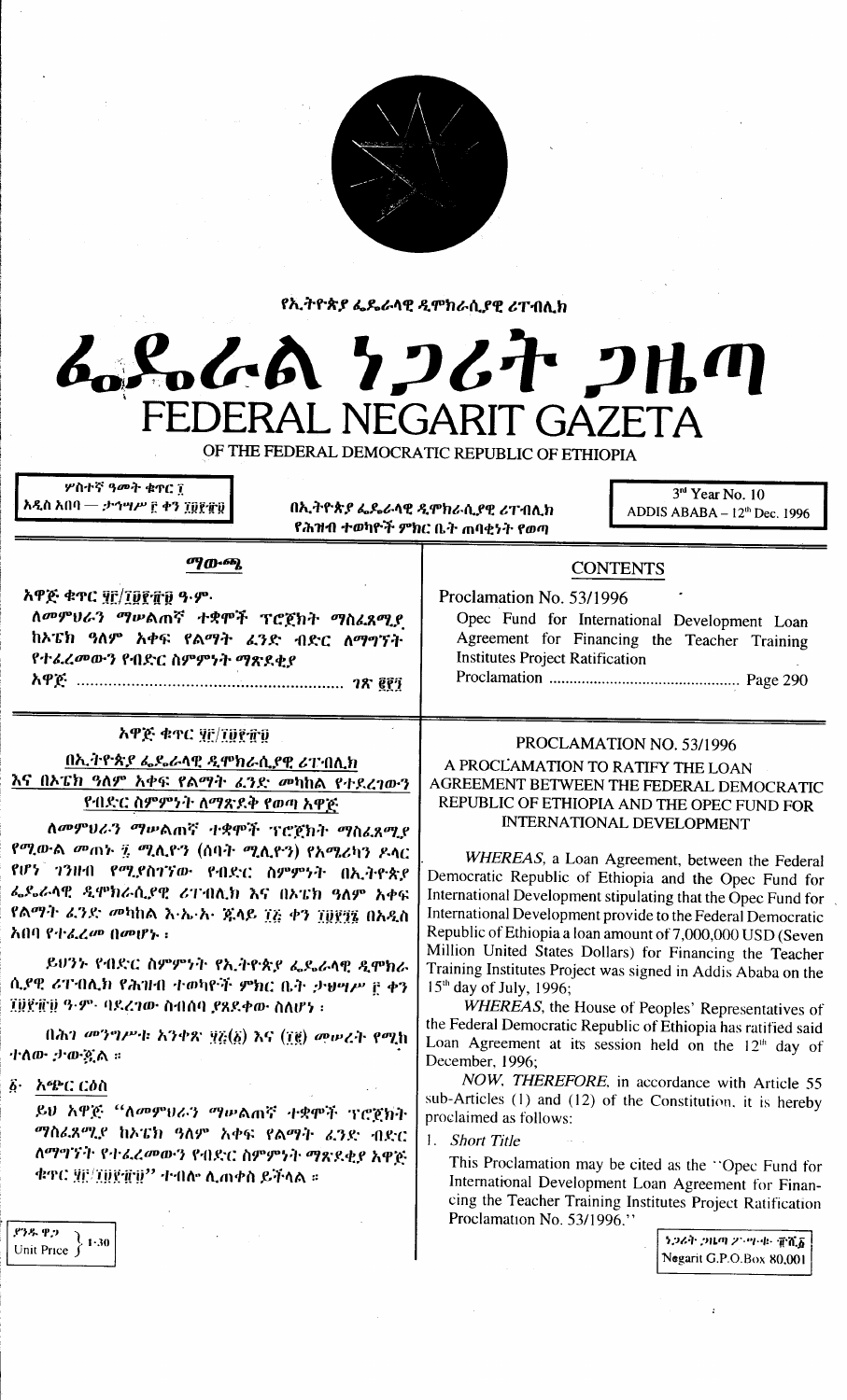የኢትዮጵያ ፌዴራላዊ ዲሞክራሲያዊ ሪፐብሊክ

# ፌዴራል ነጋሪት ጋዜጣ
# FEDERAL NEGARIT GAZETA
OF THE FEDERAL DEMOCRATIC REPUBLIC OF ETHIOPIA

ሦስተኛ ዓመት ቁጥር ፲
አዲስ አበባ — ታኅሣሥ ፫ ቀን ፲፱፻፹፱

በኢትዮጵያ ፌዴራላዊ ዲሞክራሲያዊ ሪፐብሊክ
የሕዝብ ተወካዮች ምክር ቤት ጠባቂነት የወጣ

3rd Year No. 10
ADDIS ABABA – 12th Dec. 1996

## ማውጫ

አዋጅ ቁጥር ፶፫/፲፱፻፹፱ ዓ.ም.

ለመምህራን ማሠልጠኛ ተቋሞች ፕሮጀክት ማስፈጸሚያ ከኦፔክ ዓለም አቀፍ የልማት ፈንድ ብድር ለማግኘት የተፈረመውን የብድር ስምምነት ማጽደቂያ አዋጅ ........................................................ ገጽ ፪፻፺

## CONTENTS

Proclamation No. 53/1996

Opec Fund for International Development Loan Agreement for Financing the Teacher Training Institutes Project Ratification Proclamation ............................................ Page 290

## አዋጅ ቁጥር ፶፫/፲፱፻፹፱

**በኢትዮጵያ ፌዴራላዊ ዲሞክራሲያዊ ሪፐብሊክ እና በኦፔክ ዓለም አቀፍ የልማት ፈንድ መካከል የተደረገውን የብድር ስምምነት ለማጽደቅ የወጣ አዋጅ**

ለመምህራን ማሠልጠኛ ተቋሞች ፕሮጀክት ማስፈጸሚያ የሚውል መጠኑ ፯ ሚሊዮን (ሰባት ሚሊዮን) የአሜሪካን ዶላር የሆነ ገንዘብ የሚያስገኘው የብድር ስምምነት በኢትዮጵያ ፌዴራላዊ ዲሞክራሲያዊ ሪፐብሊክ እና በኦፔክ ዓለም አቀፍ የልማት ፈንድ መካከል እ.ኤ.አ. ጁላይ ፲፭ ቀን ፲፱፻፺፮ በአዲስ አበባ የተፈረመ በመሆኑ ፤

ይህንኑ የብድር ስምምነት የኢትዮጵያ ፌዴራላዊ ዲሞክራሲያዊ ሪፐብሊክ የሕዝብ ተወካዮች ምክር ቤት ታኅሣሥ ፫ ቀን ፲፱፻፹፱ ዓ.ም. ባደረገው ስብሰባ ያጸደቀው ስለሆነ ፤

በሕገ መንግሥቱ አንቀጽ ፶፭(፩) እና (፲፪) መሠረት የሚከተለው ታውጇል ።

፩· አጭር ርዕስ

ይህ አዋጅ "ለመምህራን ማሠልጠኛ ተቋሞች ፕሮጀክት ማስፈጸሚያ ከኦፔክ ዓለም አቀፍ የልማት ፈንድ ብድር ለማግኘት የተፈረመውን የብድር ስምምነት ማጽደቂያ አዋጅ ቁጥር ፶፫/፲፱፻፹፱" ተብሎ ሊጠቀስ ይችላል ።

## PROCLAMATION NO. 53/1996

**A PROCLAMATION TO RATIFY THE LOAN AGREEMENT BETWEEN THE FEDERAL DEMOCRATIC REPUBLIC OF ETHIOPIA AND THE OPEC FUND FOR INTERNATIONAL DEVELOPMENT**

*WHEREAS*, a Loan Agreement, between the Federal Democratic Republic of Ethiopia and the Opec Fund for International Development stipulating that the Opec Fund for International Development provide to the Federal Democratic Republic of Ethiopia a loan amount of 7,000,000 USD (Seven Million United States Dollars) for Financing the Teacher Training Institutes Project was signed in Addis Ababa on the 15th day of July, 1996;

*WHEREAS*, the House of Peoples' Representatives of the Federal Democratic Republic of Ethiopia has ratified said Loan Agreement at its session held on the 12th day of December, 1996;

*NOW, THEREFORE*, in accordance with Article 55 sub-Articles (1) and (12) of the Constitution, it is hereby proclaimed as follows:

1. *Short Title*

This Proclamation may be cited as the "Opec Fund for International Development Loan Agreement for Financing the Teacher Training Institutes Project Ratification Proclamation No. 53/1996."

ያንዱ ዋጋ Unit Price 1·30

ነጋሪት ጋዜጣ ፖ·ሣ·ቁ· ፹ሺ፩ Negarit G.P.O.Box 80,001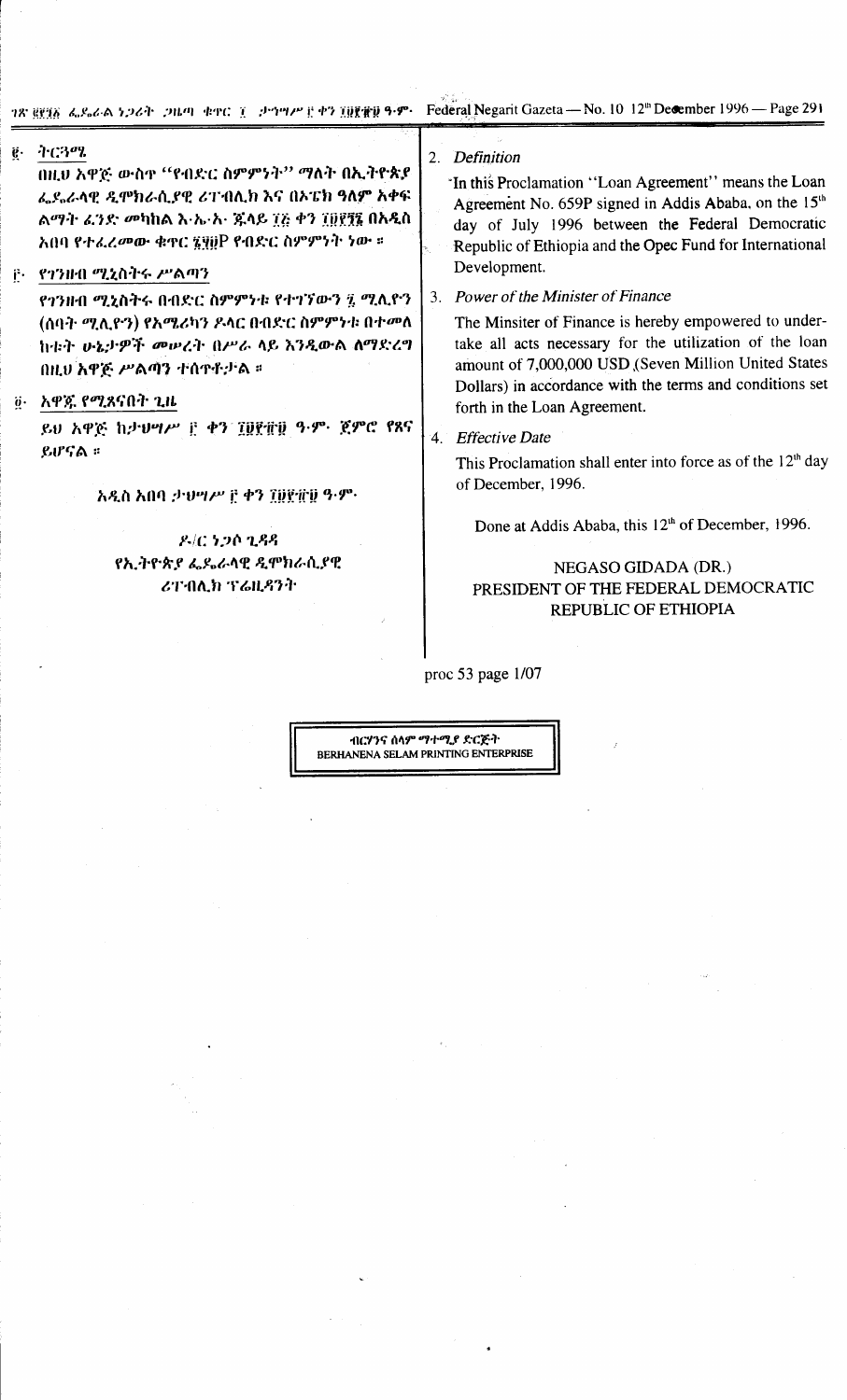፪· ትርጓሜ

በዚህ አዋጅ ውስጥ "የብድር ስምምነት" ማለት በኢትዮጵያ ፌዴራላዊ ዲሞክራሲያዊ ሪፐብሊክ እና በኦፔክ ዓለም አቀፍ ልማት ፈንድ መካከል እ.ኤ.አ. ጁላይ ፲፭ ቀን ፲፱፻፺፮ በአዲስ አበባ የተፈረመው ቁጥር ፮፻፶፱P የብድር ስምምነት ነው ።

፫· የገንዘብ ሚኒስትሩ ሥልጣን

የገንዘብ ሚኒስትሩ በብድር ስምምነቱ የተገኘውን ፯ ሚሊዮን (ሰባት ሚሊዮን) የአሜሪካን ዶላር በብድር ስምምነቱ በተመለከቱት ሁኔታዎች መሠረት በሥራ ላይ እንዲውል ለማድረግ በዚህ አዋጅ ሥልጣን ተሰጥቶታል ።

፬· አዋጁ የሚጸናበት ጊዜ

ይህ አዋጅ ከታህሣሥ ፫ ቀን ፲፱፻፹፱ ዓ·ም· ጀምሮ የጸና ይሆናል ።

አዲስ አበባ ታህሣሥ ፫ ቀን ፲፱፻፹፱ ዓ·ም·

ዶ/ር ነጋሶ ጊዳዳ

የኢትዮጵያ ፌዴራላዊ ዲሞክራሲያዊ ሪፐብሊክ ፕሬዚዳንት

2. *Definition*

In this Proclamation "Loan Agreement" means the Loan Agreement No. 659P signed in Addis Ababa, on the 15th day of July 1996 between the Federal Democratic Republic of Ethiopia and the Opec Fund for International Development.

3. *Power of the Minister of Finance*

The Minister of Finance is hereby empowered to undertake all acts necessary for the utilization of the loan amount of 7,000,000 USD (Seven Million United States Dollars) in accordance with the terms and conditions set forth in the Loan Agreement.

4. *Effective Date*

This Proclamation shall enter into force as of the 12th day of December, 1996.

Done at Addis Ababa, this 12th of December, 1996.

NEGASO GIDADA (DR.)

PRESIDENT OF THE FEDERAL DEMOCRATIC REPUBLIC OF ETHIOPIA

proc 53 page 1/07

ብርሃንና ሰላም ማተሚያ ድርጅት
BERHANENA SELAM PRINTING ENTERPRISE